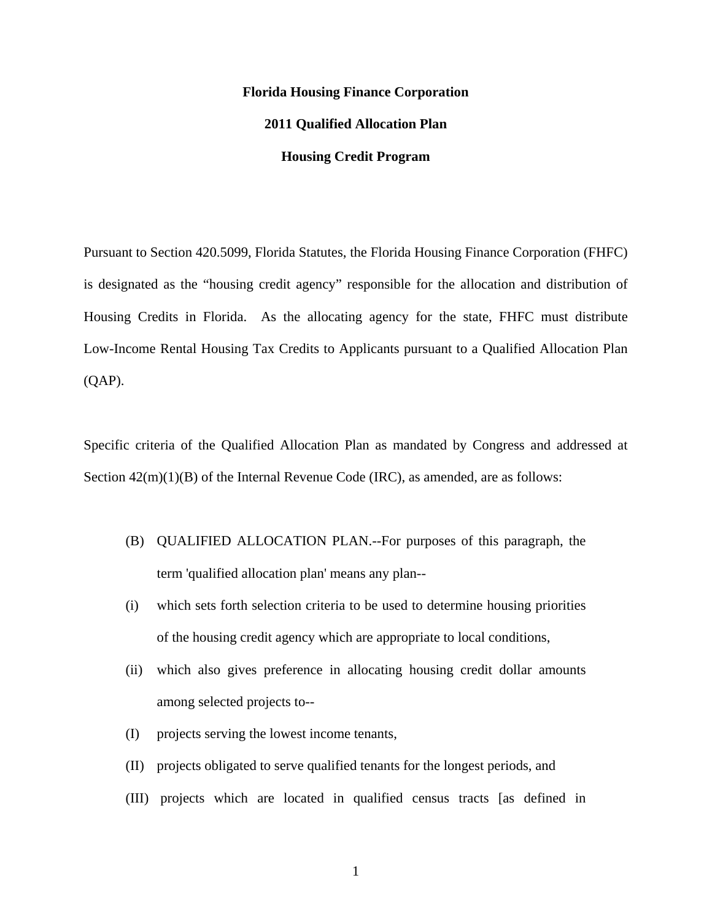**Florida Housing Finance Corporation**

**2011 Qualified Allocation Plan**

**Housing Credit Program**

Pursuant to Section 420.5099, Florida Statutes, the Florida Housing Finance Corporation (FHFC) is designated as the "housing credit agency" responsible for the allocation and distribution of Housing Credits in Florida. As the allocating agency for the state, FHFC must distribute Low-Income Rental Housing Tax Credits to Applicants pursuant to a Qualified Allocation Plan (QAP).

Specific criteria of the Qualified Allocation Plan as mandated by Congress and addressed at Section 42(m)(1)(B) of the Internal Revenue Code (IRC), as amended, are as follows:

> (B) QUALIFIED ALLOCATION PLAN.--For purposes of this paragraph, the term 'qualified allocation plan' means any plan--
>
> (i) which sets forth selection criteria to be used to determine housing priorities of the housing credit agency which are appropriate to local conditions,
>
> (ii) which also gives preference in allocating housing credit dollar amounts among selected projects to--
>
> (I) projects serving the lowest income tenants,
>
> (II) projects obligated to serve qualified tenants for the longest periods, and
>
> (III) projects which are located in qualified census tracts [as defined in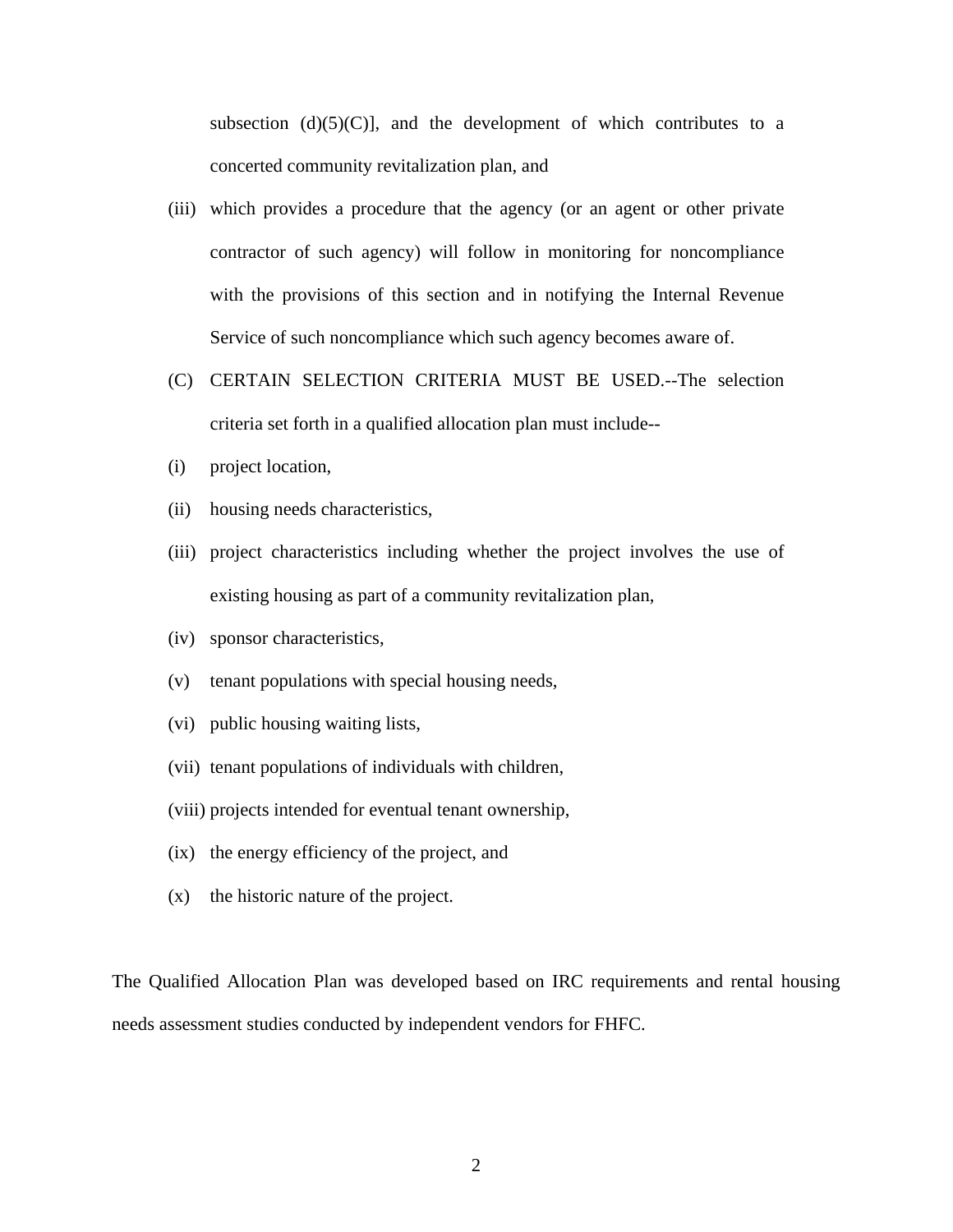subsection (d)(5)(C)], and the development of which contributes to a concerted community revitalization plan, and

(iii) which provides a procedure that the agency (or an agent or other private contractor of such agency) will follow in monitoring for noncompliance with the provisions of this section and in notifying the Internal Revenue Service of such noncompliance which such agency becomes aware of.

(C) CERTAIN SELECTION CRITERIA MUST BE USED.--The selection criteria set forth in a qualified allocation plan must include--

(i) project location,

(ii) housing needs characteristics,

(iii) project characteristics including whether the project involves the use of existing housing as part of a community revitalization plan,

(iv) sponsor characteristics,

(v) tenant populations with special housing needs,

(vi) public housing waiting lists,

(vii) tenant populations of individuals with children,

(viii) projects intended for eventual tenant ownership,

(ix) the energy efficiency of the project, and

(x) the historic nature of the project.

The Qualified Allocation Plan was developed based on IRC requirements and rental housing needs assessment studies conducted by independent vendors for FHFC.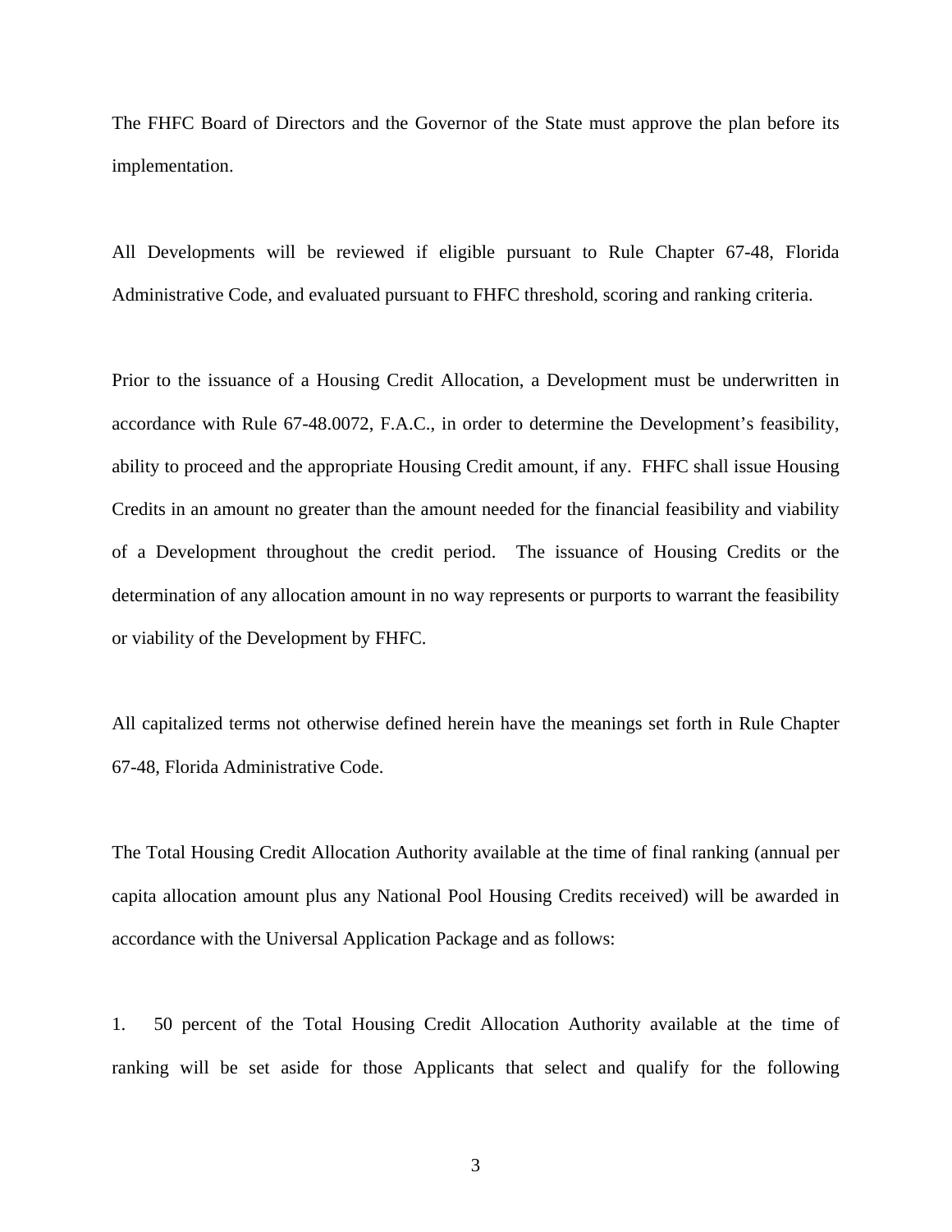The FHFC Board of Directors and the Governor of the State must approve the plan before its implementation.

All Developments will be reviewed if eligible pursuant to Rule Chapter 67-48, Florida Administrative Code, and evaluated pursuant to FHFC threshold, scoring and ranking criteria.

Prior to the issuance of a Housing Credit Allocation, a Development must be underwritten in accordance with Rule 67-48.0072, F.A.C., in order to determine the Development's feasibility, ability to proceed and the appropriate Housing Credit amount, if any. FHFC shall issue Housing Credits in an amount no greater than the amount needed for the financial feasibility and viability of a Development throughout the credit period. The issuance of Housing Credits or the determination of any allocation amount in no way represents or purports to warrant the feasibility or viability of the Development by FHFC.

All capitalized terms not otherwise defined herein have the meanings set forth in Rule Chapter 67-48, Florida Administrative Code.

The Total Housing Credit Allocation Authority available at the time of final ranking (annual per capita allocation amount plus any National Pool Housing Credits received) will be awarded in accordance with the Universal Application Package and as follows:

1. 50 percent of the Total Housing Credit Allocation Authority available at the time of ranking will be set aside for those Applicants that select and qualify for the following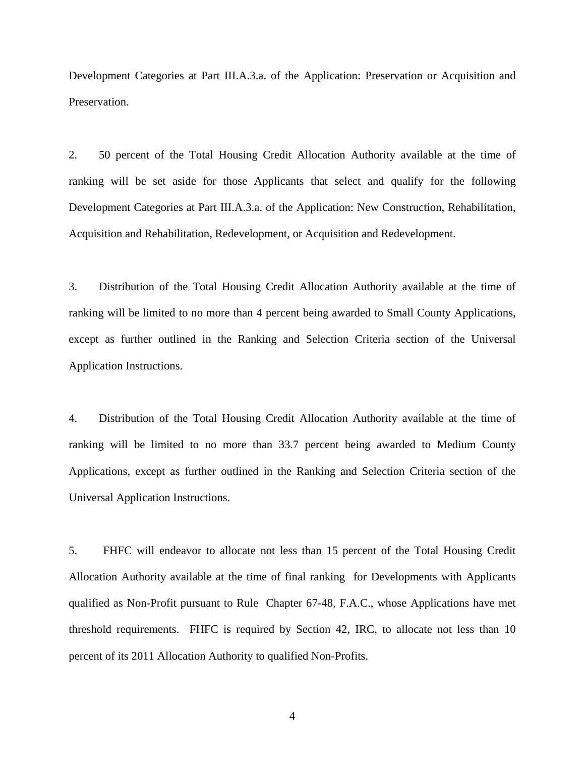Development Categories at Part III.A.3.a. of the Application: Preservation or Acquisition and Preservation.

2. 50 percent of the Total Housing Credit Allocation Authority available at the time of ranking will be set aside for those Applicants that select and qualify for the following Development Categories at Part III.A.3.a. of the Application: New Construction, Rehabilitation, Acquisition and Rehabilitation, Redevelopment, or Acquisition and Redevelopment.

3. Distribution of the Total Housing Credit Allocation Authority available at the time of ranking will be limited to no more than 4 percent being awarded to Small County Applications, except as further outlined in the Ranking and Selection Criteria section of the Universal Application Instructions.

4. Distribution of the Total Housing Credit Allocation Authority available at the time of ranking will be limited to no more than 33.7 percent being awarded to Medium County Applications, except as further outlined in the Ranking and Selection Criteria section of the Universal Application Instructions.

5. FHFC will endeavor to allocate not less than 15 percent of the Total Housing Credit Allocation Authority available at the time of final ranking for Developments with Applicants qualified as Non-Profit pursuant to Rule Chapter 67-48, F.A.C., whose Applications have met threshold requirements. FHFC is required by Section 42, IRC, to allocate not less than 10 percent of its 2011 Allocation Authority to qualified Non-Profits.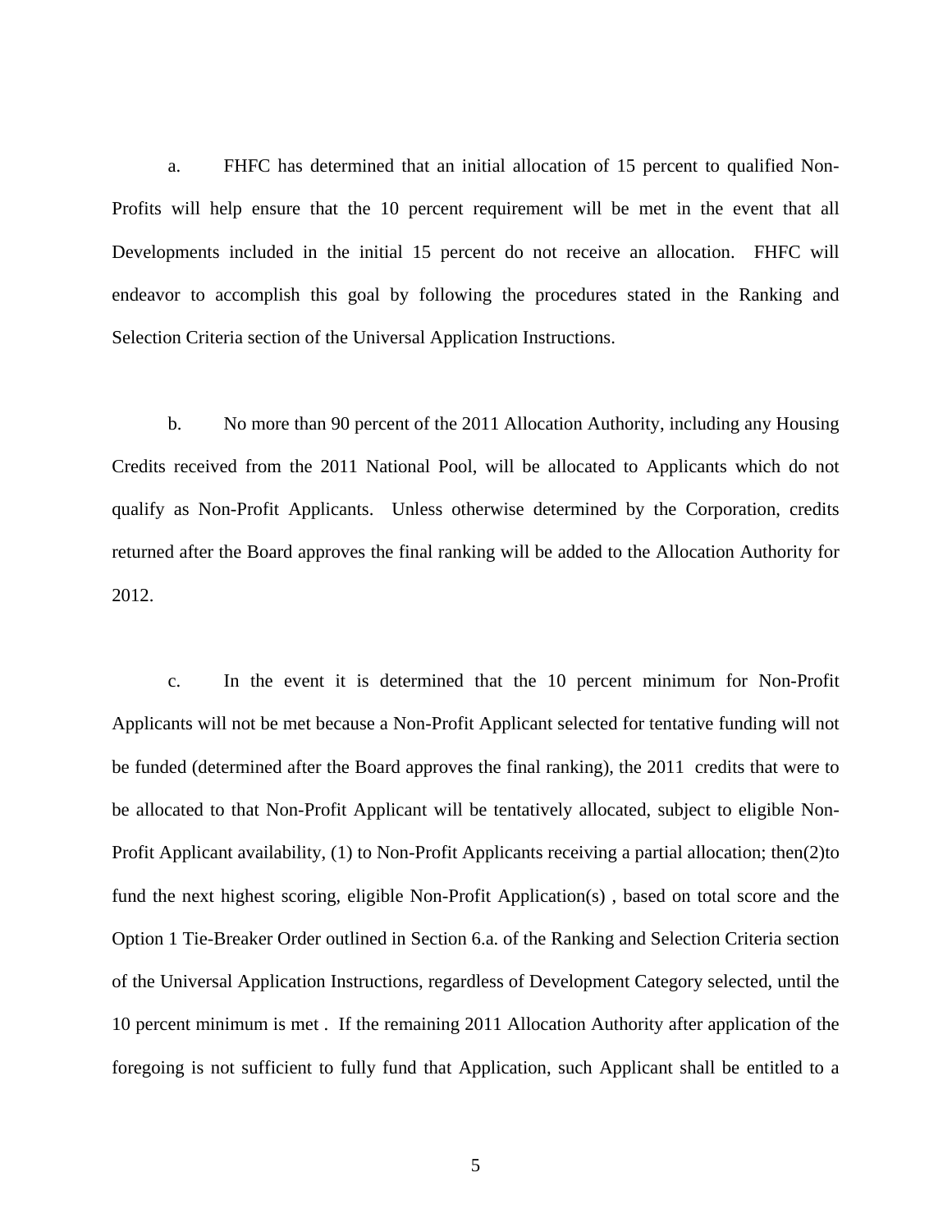a. FHFC has determined that an initial allocation of 15 percent to qualified Non-Profits will help ensure that the 10 percent requirement will be met in the event that all Developments included in the initial 15 percent do not receive an allocation. FHFC will endeavor to accomplish this goal by following the procedures stated in the Ranking and Selection Criteria section of the Universal Application Instructions.

b. No more than 90 percent of the 2011 Allocation Authority, including any Housing Credits received from the 2011 National Pool, will be allocated to Applicants which do not qualify as Non-Profit Applicants. Unless otherwise determined by the Corporation, credits returned after the Board approves the final ranking will be added to the Allocation Authority for 2012.

c. In the event it is determined that the 10 percent minimum for Non-Profit Applicants will not be met because a Non-Profit Applicant selected for tentative funding will not be funded (determined after the Board approves the final ranking), the 2011 credits that were to be allocated to that Non-Profit Applicant will be tentatively allocated, subject to eligible Non-Profit Applicant availability, (1) to Non-Profit Applicants receiving a partial allocation; then(2)to fund the next highest scoring, eligible Non-Profit Application(s) , based on total score and the Option 1 Tie-Breaker Order outlined in Section 6.a. of the Ranking and Selection Criteria section of the Universal Application Instructions, regardless of Development Category selected, until the 10 percent minimum is met . If the remaining 2011 Allocation Authority after application of the foregoing is not sufficient to fully fund that Application, such Applicant shall be entitled to a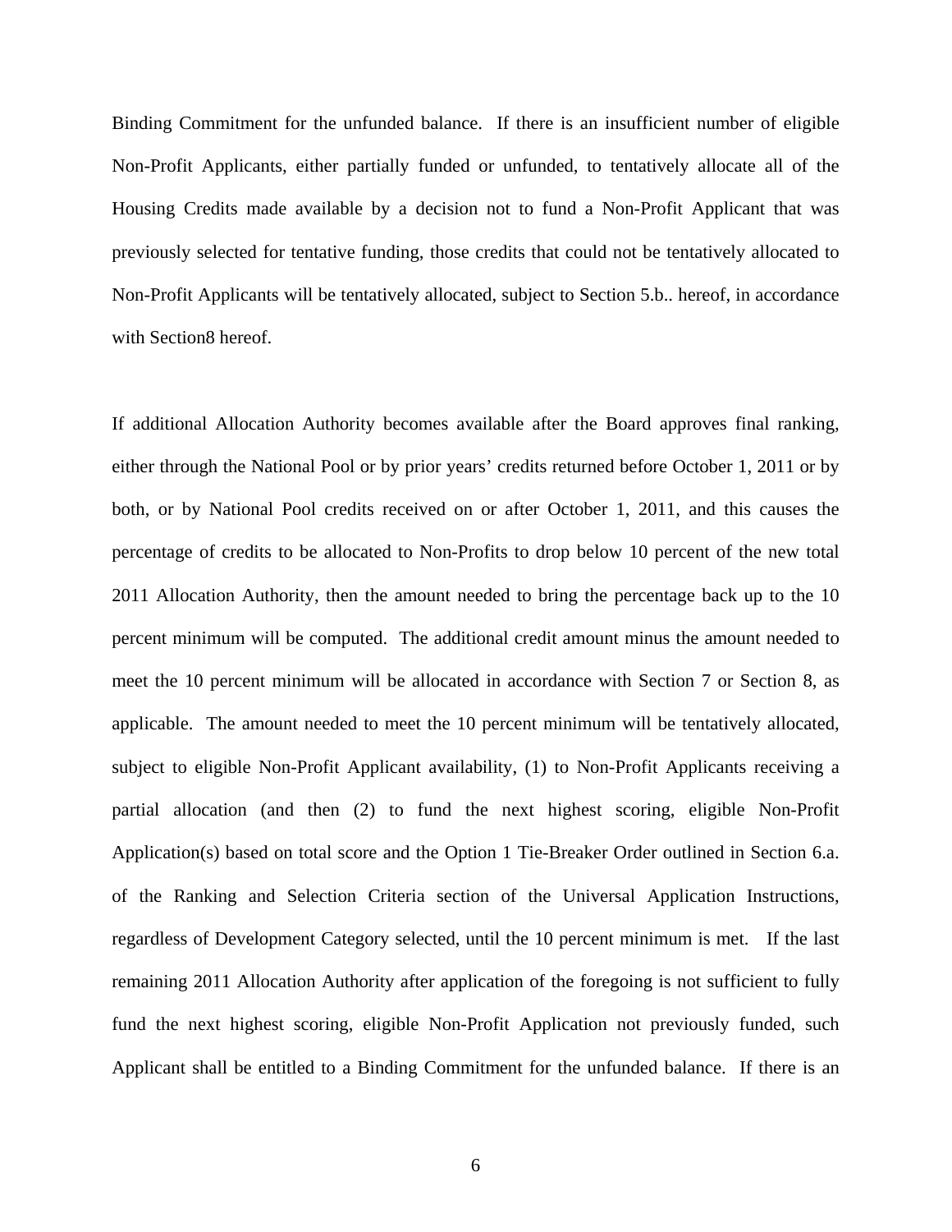Binding Commitment for the unfunded balance. If there is an insufficient number of eligible Non-Profit Applicants, either partially funded or unfunded, to tentatively allocate all of the Housing Credits made available by a decision not to fund a Non-Profit Applicant that was previously selected for tentative funding, those credits that could not be tentatively allocated to Non-Profit Applicants will be tentatively allocated, subject to Section 5.b.. hereof, in accordance with Section8 hereof.

If additional Allocation Authority becomes available after the Board approves final ranking, either through the National Pool or by prior years' credits returned before October 1, 2011 or by both, or by National Pool credits received on or after October 1, 2011, and this causes the percentage of credits to be allocated to Non-Profits to drop below 10 percent of the new total 2011 Allocation Authority, then the amount needed to bring the percentage back up to the 10 percent minimum will be computed. The additional credit amount minus the amount needed to meet the 10 percent minimum will be allocated in accordance with Section 7 or Section 8, as applicable. The amount needed to meet the 10 percent minimum will be tentatively allocated, subject to eligible Non-Profit Applicant availability, (1) to Non-Profit Applicants receiving a partial allocation (and then (2) to fund the next highest scoring, eligible Non-Profit Application(s) based on total score and the Option 1 Tie-Breaker Order outlined in Section 6.a. of the Ranking and Selection Criteria section of the Universal Application Instructions, regardless of Development Category selected, until the 10 percent minimum is met. If the last remaining 2011 Allocation Authority after application of the foregoing is not sufficient to fully fund the next highest scoring, eligible Non-Profit Application not previously funded, such Applicant shall be entitled to a Binding Commitment for the unfunded balance. If there is an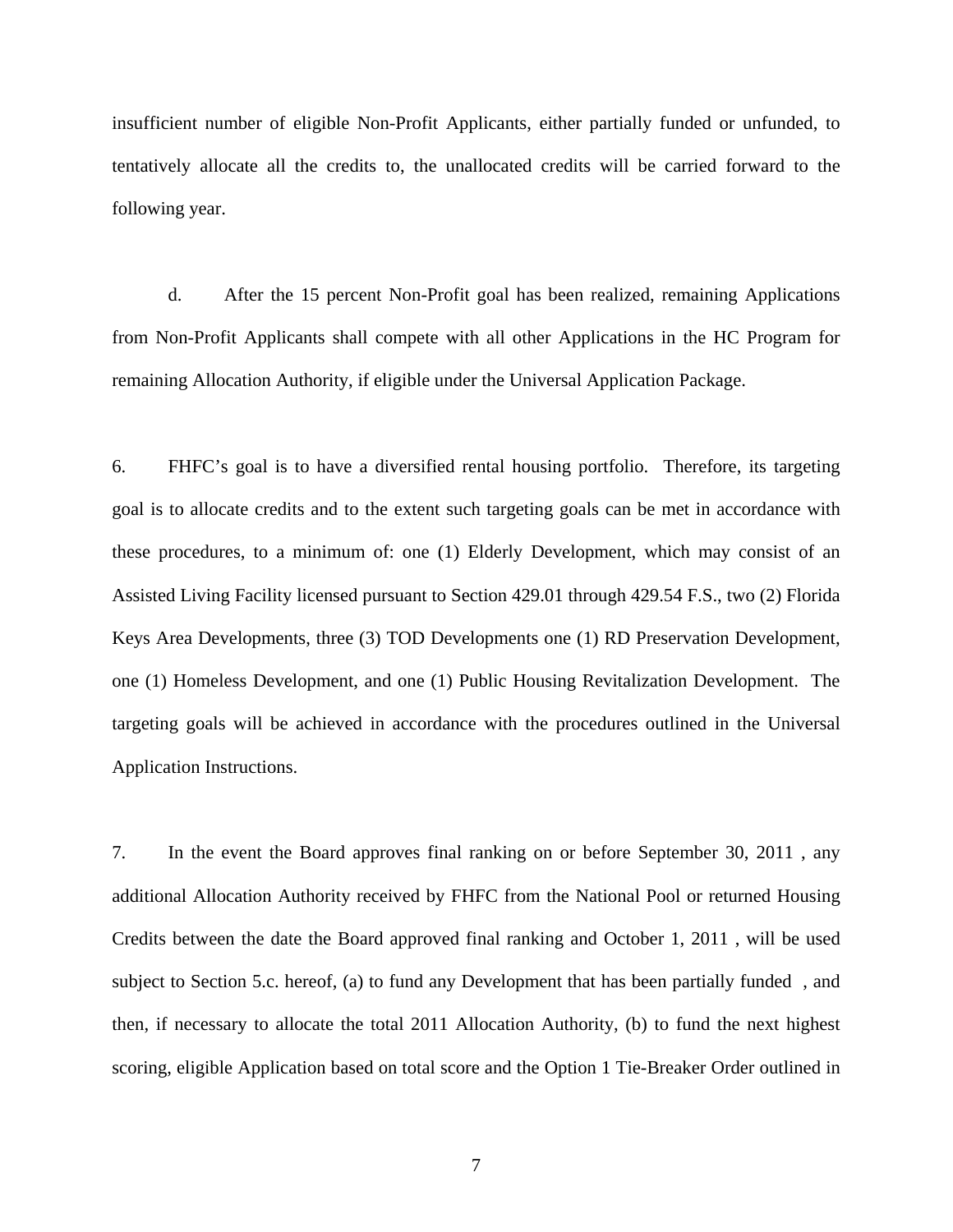insufficient number of eligible Non-Profit Applicants, either partially funded or unfunded, to tentatively allocate all the credits to, the unallocated credits will be carried forward to the following year.

d. After the 15 percent Non-Profit goal has been realized, remaining Applications from Non-Profit Applicants shall compete with all other Applications in the HC Program for remaining Allocation Authority, if eligible under the Universal Application Package.

6. FHFC's goal is to have a diversified rental housing portfolio. Therefore, its targeting goal is to allocate credits and to the extent such targeting goals can be met in accordance with these procedures, to a minimum of: one (1) Elderly Development, which may consist of an Assisted Living Facility licensed pursuant to Section 429.01 through 429.54 F.S., two (2) Florida Keys Area Developments, three (3) TOD Developments one (1) RD Preservation Development, one (1) Homeless Development, and one (1) Public Housing Revitalization Development. The targeting goals will be achieved in accordance with the procedures outlined in the Universal Application Instructions.

7. In the event the Board approves final ranking on or before September 30, 2011 , any additional Allocation Authority received by FHFC from the National Pool or returned Housing Credits between the date the Board approved final ranking and October 1, 2011 , will be used subject to Section 5.c. hereof, (a) to fund any Development that has been partially funded , and then, if necessary to allocate the total 2011 Allocation Authority, (b) to fund the next highest scoring, eligible Application based on total score and the Option 1 Tie-Breaker Order outlined in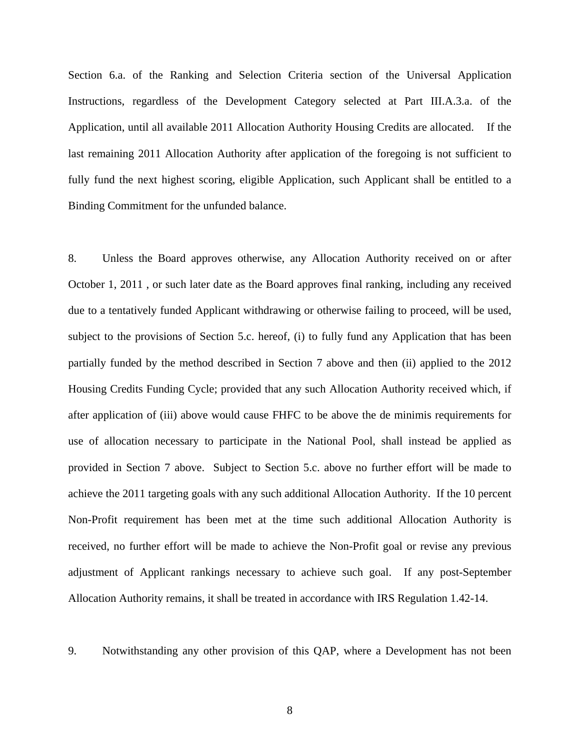Section 6.a. of the Ranking and Selection Criteria section of the Universal Application Instructions, regardless of the Development Category selected at Part III.A.3.a. of the Application, until all available 2011 Allocation Authority Housing Credits are allocated. If the last remaining 2011 Allocation Authority after application of the foregoing is not sufficient to fully fund the next highest scoring, eligible Application, such Applicant shall be entitled to a Binding Commitment for the unfunded balance.

8. Unless the Board approves otherwise, any Allocation Authority received on or after October 1, 2011 , or such later date as the Board approves final ranking, including any received due to a tentatively funded Applicant withdrawing or otherwise failing to proceed, will be used, subject to the provisions of Section 5.c. hereof, (i) to fully fund any Application that has been partially funded by the method described in Section 7 above and then (ii) applied to the 2012 Housing Credits Funding Cycle; provided that any such Allocation Authority received which, if after application of (iii) above would cause FHFC to be above the de minimis requirements for use of allocation necessary to participate in the National Pool, shall instead be applied as provided in Section 7 above. Subject to Section 5.c. above no further effort will be made to achieve the 2011 targeting goals with any such additional Allocation Authority. If the 10 percent Non-Profit requirement has been met at the time such additional Allocation Authority is received, no further effort will be made to achieve the Non-Profit goal or revise any previous adjustment of Applicant rankings necessary to achieve such goal. If any post-September Allocation Authority remains, it shall be treated in accordance with IRS Regulation 1.42-14.

9. Notwithstanding any other provision of this QAP, where a Development has not been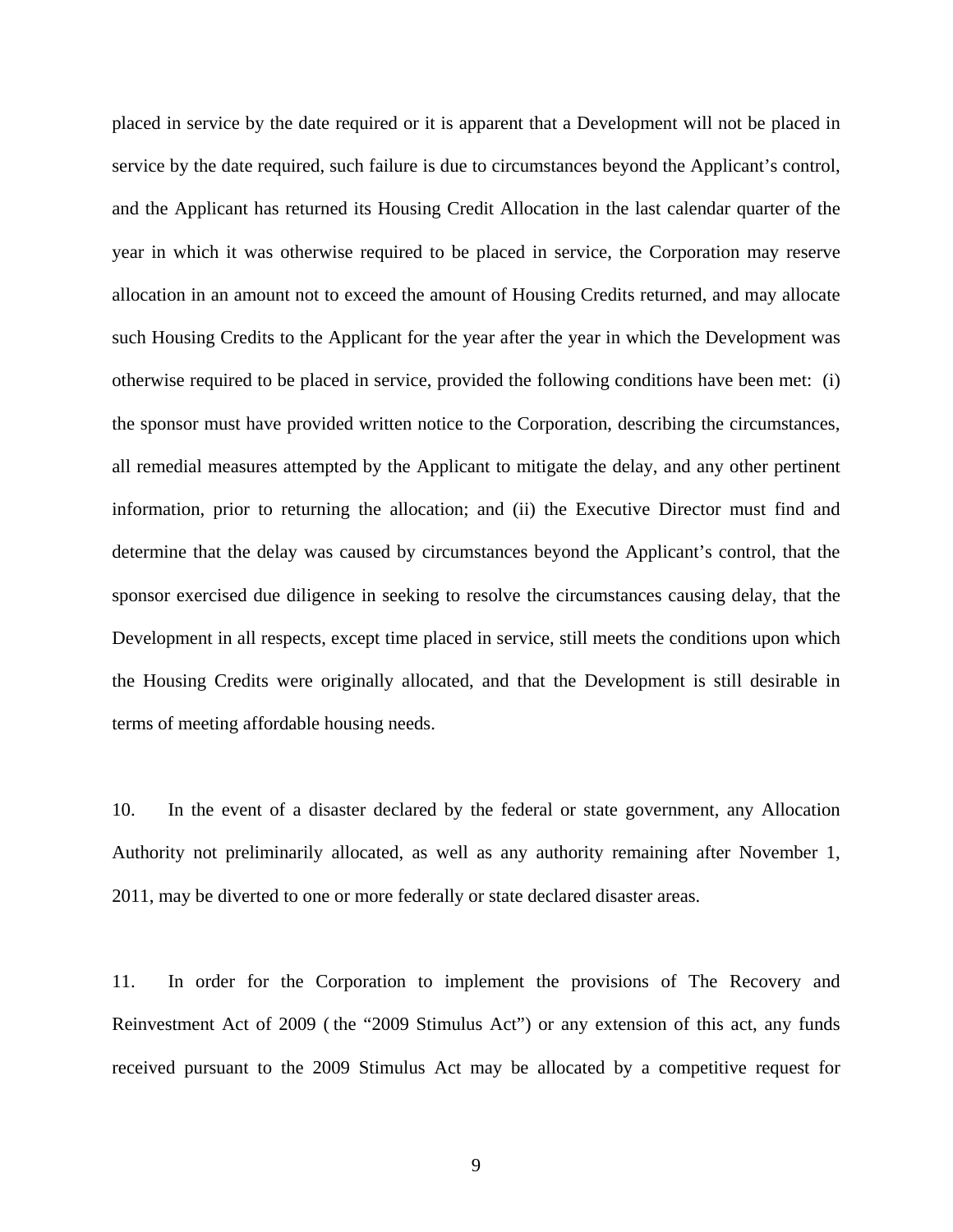placed in service by the date required or it is apparent that a Development will not be placed in service by the date required, such failure is due to circumstances beyond the Applicant's control, and the Applicant has returned its Housing Credit Allocation in the last calendar quarter of the year in which it was otherwise required to be placed in service, the Corporation may reserve allocation in an amount not to exceed the amount of Housing Credits returned, and may allocate such Housing Credits to the Applicant for the year after the year in which the Development was otherwise required to be placed in service, provided the following conditions have been met: (i) the sponsor must have provided written notice to the Corporation, describing the circumstances, all remedial measures attempted by the Applicant to mitigate the delay, and any other pertinent information, prior to returning the allocation; and (ii) the Executive Director must find and determine that the delay was caused by circumstances beyond the Applicant's control, that the sponsor exercised due diligence in seeking to resolve the circumstances causing delay, that the Development in all respects, except time placed in service, still meets the conditions upon which the Housing Credits were originally allocated, and that the Development is still desirable in terms of meeting affordable housing needs.

10. In the event of a disaster declared by the federal or state government, any Allocation Authority not preliminarily allocated, as well as any authority remaining after November 1, 2011, may be diverted to one or more federally or state declared disaster areas.

11. In order for the Corporation to implement the provisions of The Recovery and Reinvestment Act of 2009 ( the "2009 Stimulus Act") or any extension of this act, any funds received pursuant to the 2009 Stimulus Act may be allocated by a competitive request for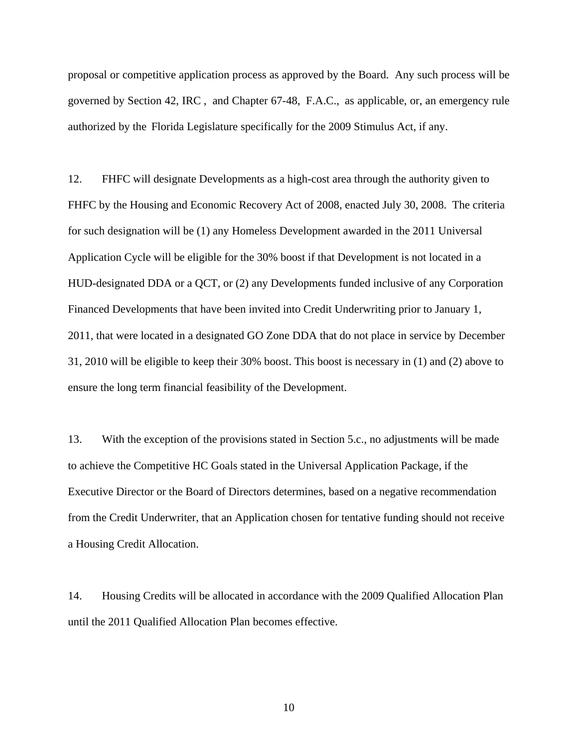proposal or competitive application process as approved by the Board. Any such process will be governed by Section 42, IRC , and Chapter 67-48, F.A.C., as applicable, or, an emergency rule authorized by the Florida Legislature specifically for the 2009 Stimulus Act, if any.

12. FHFC will designate Developments as a high-cost area through the authority given to FHFC by the Housing and Economic Recovery Act of 2008, enacted July 30, 2008. The criteria for such designation will be (1) any Homeless Development awarded in the 2011 Universal Application Cycle will be eligible for the 30% boost if that Development is not located in a HUD-designated DDA or a QCT, or (2) any Developments funded inclusive of any Corporation Financed Developments that have been invited into Credit Underwriting prior to January 1, 2011, that were located in a designated GO Zone DDA that do not place in service by December 31, 2010 will be eligible to keep their 30% boost. This boost is necessary in (1) and (2) above to ensure the long term financial feasibility of the Development.

13. With the exception of the provisions stated in Section 5.c., no adjustments will be made to achieve the Competitive HC Goals stated in the Universal Application Package, if the Executive Director or the Board of Directors determines, based on a negative recommendation from the Credit Underwriter, that an Application chosen for tentative funding should not receive a Housing Credit Allocation.

14. Housing Credits will be allocated in accordance with the 2009 Qualified Allocation Plan until the 2011 Qualified Allocation Plan becomes effective.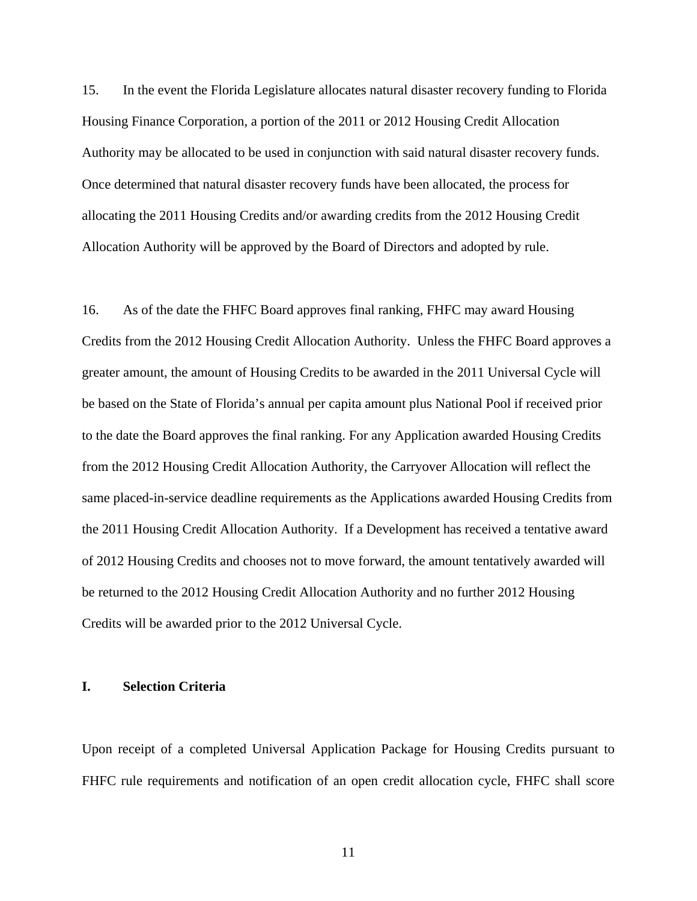15. In the event the Florida Legislature allocates natural disaster recovery funding to Florida Housing Finance Corporation, a portion of the 2011 or 2012 Housing Credit Allocation Authority may be allocated to be used in conjunction with said natural disaster recovery funds. Once determined that natural disaster recovery funds have been allocated, the process for allocating the 2011 Housing Credits and/or awarding credits from the 2012 Housing Credit Allocation Authority will be approved by the Board of Directors and adopted by rule.

16. As of the date the FHFC Board approves final ranking, FHFC may award Housing Credits from the 2012 Housing Credit Allocation Authority. Unless the FHFC Board approves a greater amount, the amount of Housing Credits to be awarded in the 2011 Universal Cycle will be based on the State of Florida's annual per capita amount plus National Pool if received prior to the date the Board approves the final ranking. For any Application awarded Housing Credits from the 2012 Housing Credit Allocation Authority, the Carryover Allocation will reflect the same placed-in-service deadline requirements as the Applications awarded Housing Credits from the 2011 Housing Credit Allocation Authority. If a Development has received a tentative award of 2012 Housing Credits and chooses not to move forward, the amount tentatively awarded will be returned to the 2012 Housing Credit Allocation Authority and no further 2012 Housing Credits will be awarded prior to the 2012 Universal Cycle.

## I. Selection Criteria

Upon receipt of a completed Universal Application Package for Housing Credits pursuant to FHFC rule requirements and notification of an open credit allocation cycle, FHFC shall score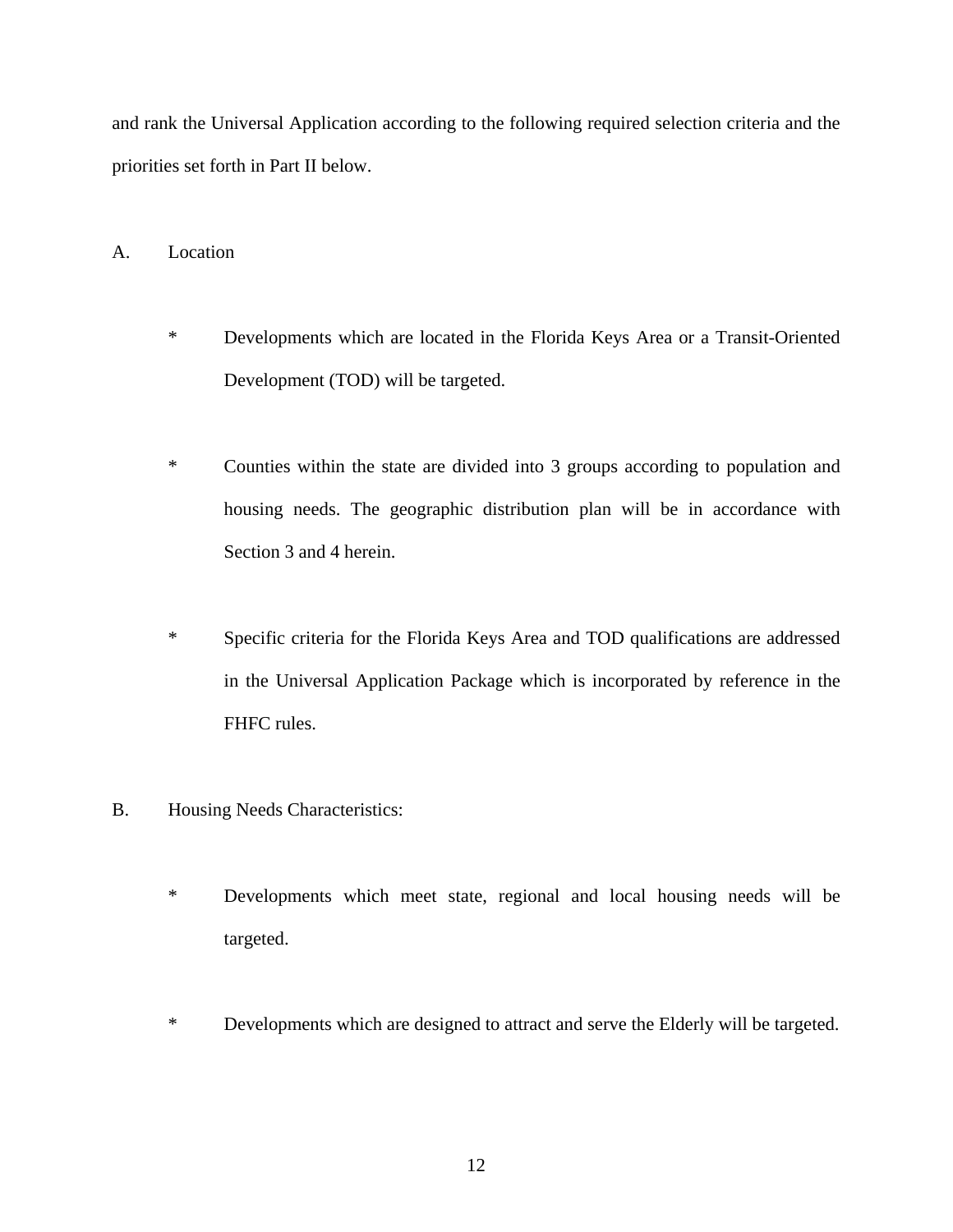and rank the Universal Application according to the following required selection criteria and the priorities set forth in Part II below.

A. Location

* Developments which are located in the Florida Keys Area or a Transit-Oriented Development (TOD) will be targeted.

* Counties within the state are divided into 3 groups according to population and housing needs. The geographic distribution plan will be in accordance with Section 3 and 4 herein.

* Specific criteria for the Florida Keys Area and TOD qualifications are addressed in the Universal Application Package which is incorporated by reference in the FHFC rules.

B. Housing Needs Characteristics:

* Developments which meet state, regional and local housing needs will be targeted.

* Developments which are designed to attract and serve the Elderly will be targeted.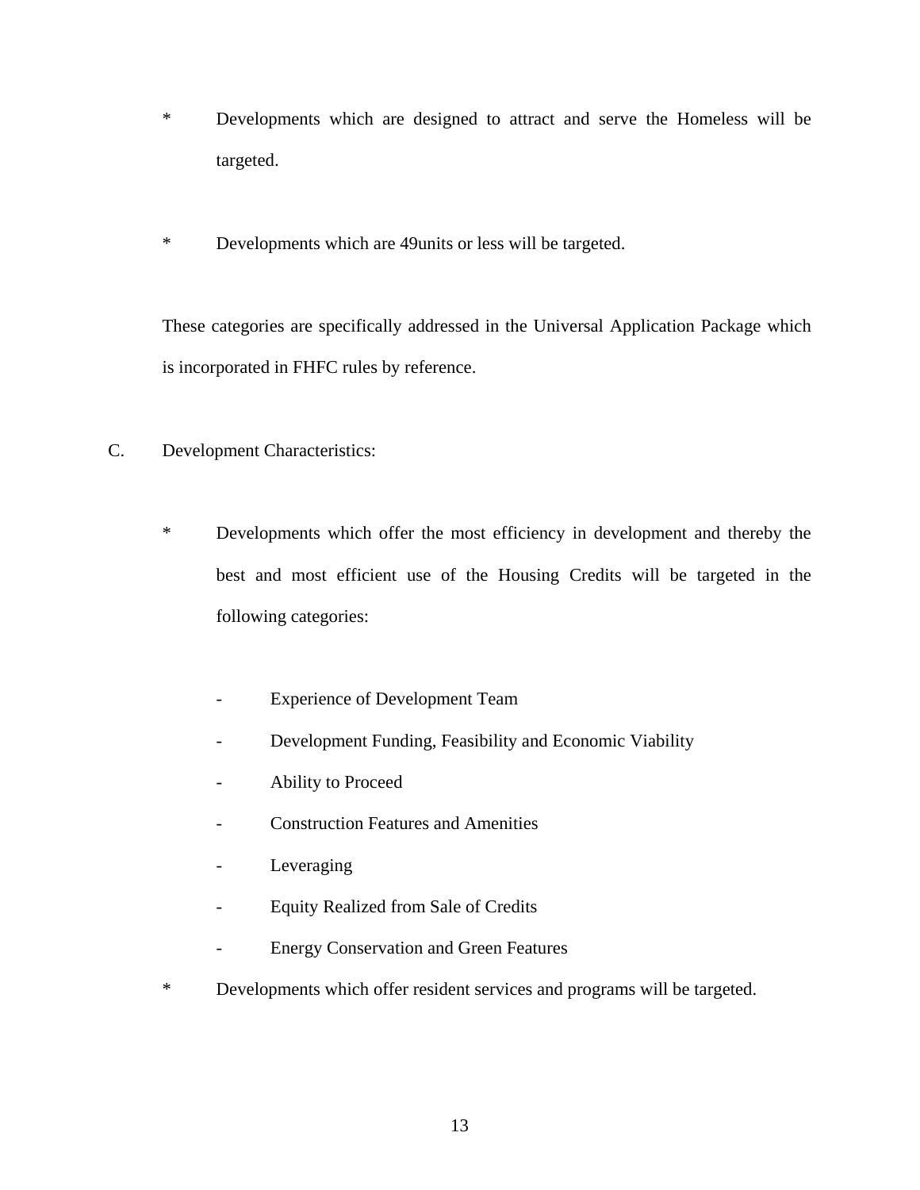* Developments which are designed to attract and serve the Homeless will be targeted.

* Developments which are 49units or less will be targeted.

These categories are specifically addressed in the Universal Application Package which is incorporated in FHFC rules by reference.

C. Development Characteristics:

* Developments which offer the most efficiency in development and thereby the best and most efficient use of the Housing Credits will be targeted in the following categories:

  - Experience of Development Team
  - Development Funding, Feasibility and Economic Viability
  - Ability to Proceed
  - Construction Features and Amenities
  - Leveraging
  - Equity Realized from Sale of Credits
  - Energy Conservation and Green Features

* Developments which offer resident services and programs will be targeted.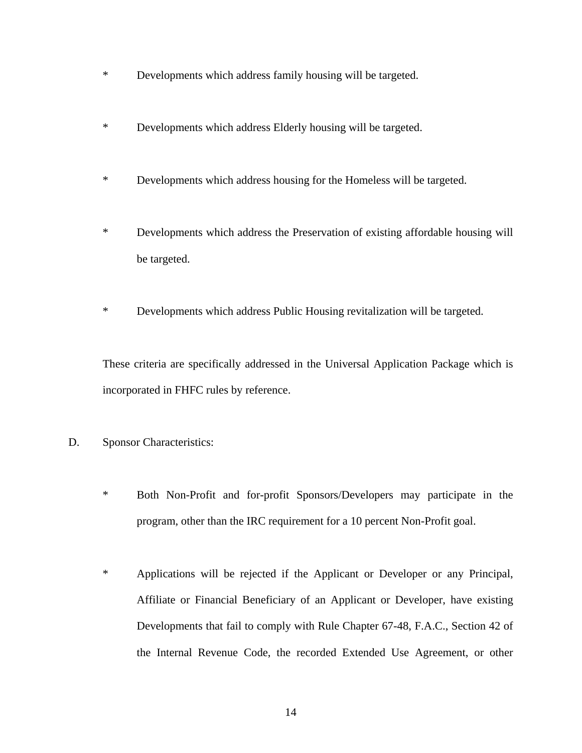* Developments which address family housing will be targeted.

* Developments which address Elderly housing will be targeted.

* Developments which address housing for the Homeless will be targeted.

* Developments which address the Preservation of existing affordable housing will be targeted.

* Developments which address Public Housing revitalization will be targeted.

These criteria are specifically addressed in the Universal Application Package which is incorporated in FHFC rules by reference.

D. Sponsor Characteristics:

* Both Non-Profit and for-profit Sponsors/Developers may participate in the program, other than the IRC requirement for a 10 percent Non-Profit goal.

* Applications will be rejected if the Applicant or Developer or any Principal, Affiliate or Financial Beneficiary of an Applicant or Developer, have existing Developments that fail to comply with Rule Chapter 67-48, F.A.C., Section 42 of the Internal Revenue Code, the recorded Extended Use Agreement, or other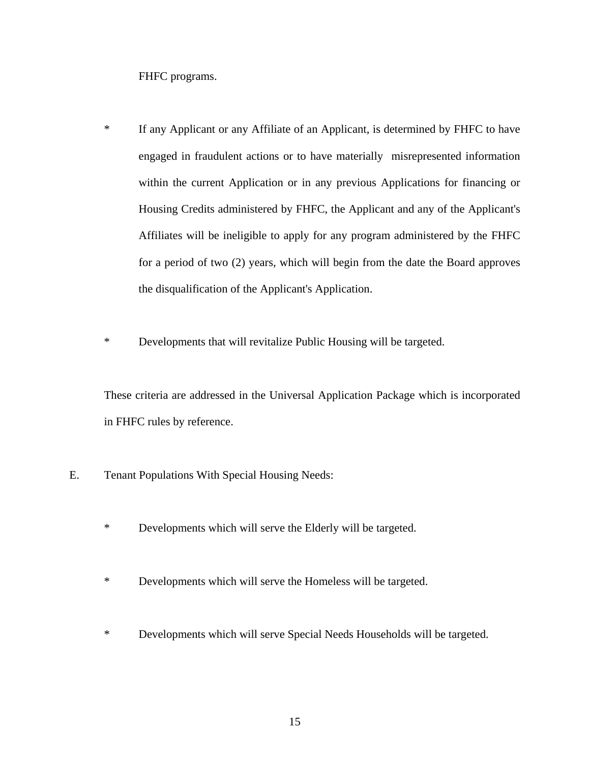FHFC programs.

* If any Applicant or any Affiliate of an Applicant, is determined by FHFC to have engaged in fraudulent actions or to have materially misrepresented information within the current Application or in any previous Applications for financing or Housing Credits administered by FHFC, the Applicant and any of the Applicant's Affiliates will be ineligible to apply for any program administered by the FHFC for a period of two (2) years, which will begin from the date the Board approves the disqualification of the Applicant's Application.

* Developments that will revitalize Public Housing will be targeted.

These criteria are addressed in the Universal Application Package which is incorporated in FHFC rules by reference.

E. Tenant Populations With Special Housing Needs:

* Developments which will serve the Elderly will be targeted.

* Developments which will serve the Homeless will be targeted.

* Developments which will serve Special Needs Households will be targeted.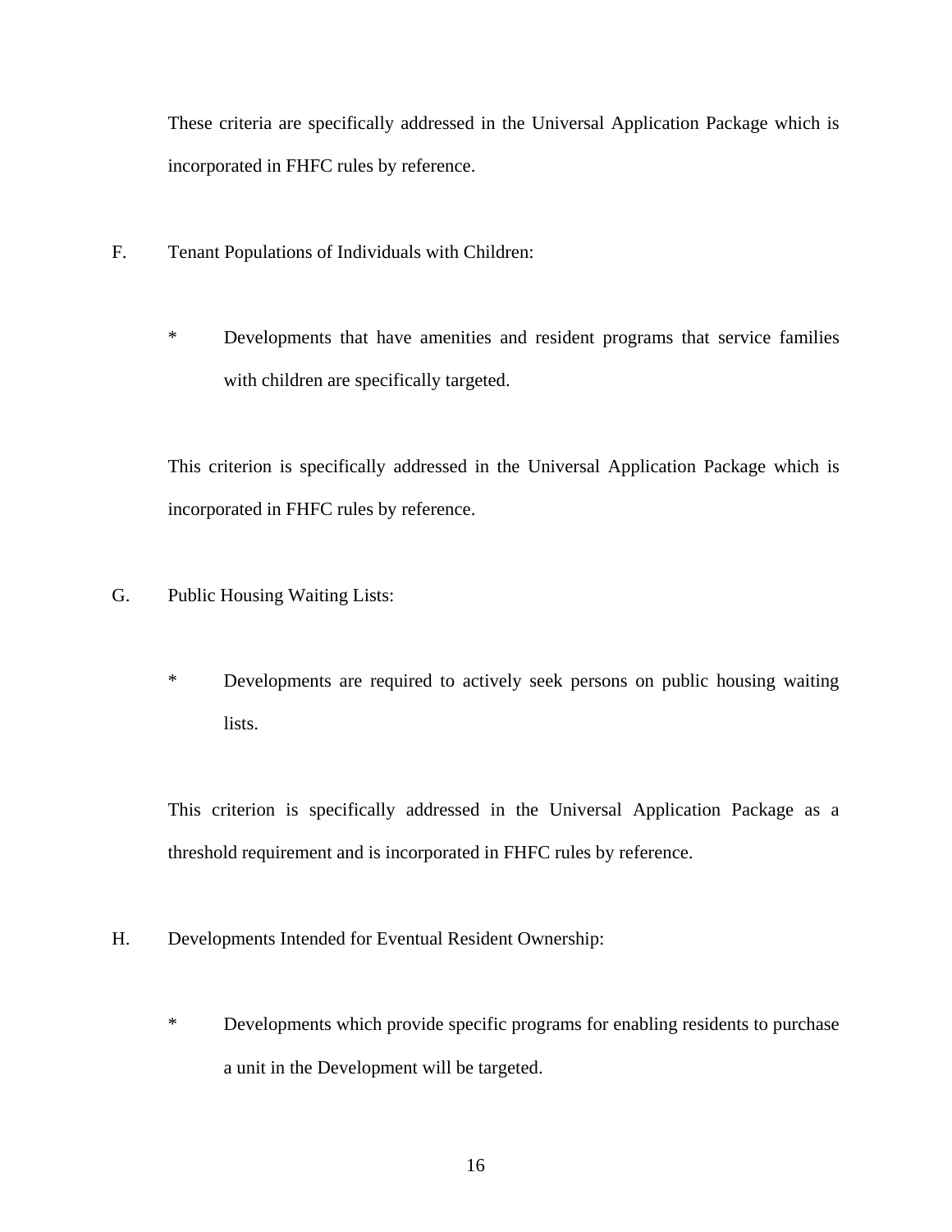These criteria are specifically addressed in the Universal Application Package which is incorporated in FHFC rules by reference.

F. Tenant Populations of Individuals with Children:

* Developments that have amenities and resident programs that service families with children are specifically targeted.

This criterion is specifically addressed in the Universal Application Package which is incorporated in FHFC rules by reference.

G. Public Housing Waiting Lists:

* Developments are required to actively seek persons on public housing waiting lists.

This criterion is specifically addressed in the Universal Application Package as a threshold requirement and is incorporated in FHFC rules by reference.

H. Developments Intended for Eventual Resident Ownership:

* Developments which provide specific programs for enabling residents to purchase a unit in the Development will be targeted.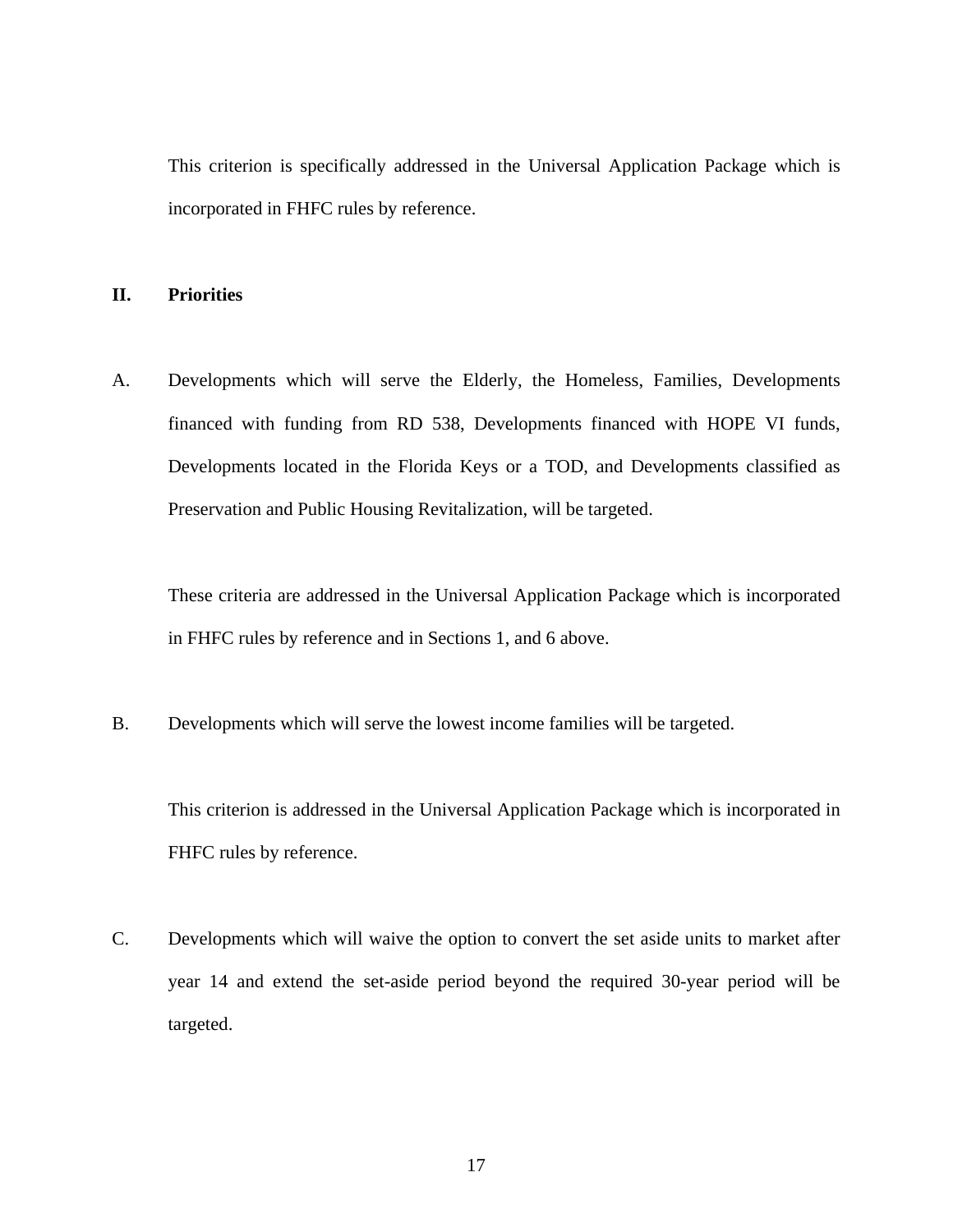This criterion is specifically addressed in the Universal Application Package which is incorporated in FHFC rules by reference.

## II. Priorities

A. Developments which will serve the Elderly, the Homeless, Families, Developments financed with funding from RD 538, Developments financed with HOPE VI funds, Developments located in the Florida Keys or a TOD, and Developments classified as Preservation and Public Housing Revitalization, will be targeted.

These criteria are addressed in the Universal Application Package which is incorporated in FHFC rules by reference and in Sections 1, and 6 above.

B. Developments which will serve the lowest income families will be targeted.

This criterion is addressed in the Universal Application Package which is incorporated in FHFC rules by reference.

C. Developments which will waive the option to convert the set aside units to market after year 14 and extend the set-aside period beyond the required 30-year period will be targeted.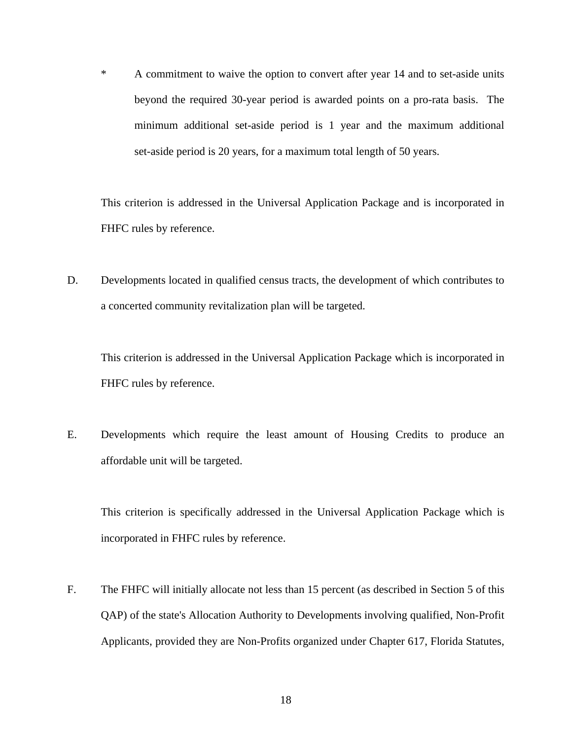* A commitment to waive the option to convert after year 14 and to set-aside units beyond the required 30-year period is awarded points on a pro-rata basis. The minimum additional set-aside period is 1 year and the maximum additional set-aside period is 20 years, for a maximum total length of 50 years.

This criterion is addressed in the Universal Application Package and is incorporated in FHFC rules by reference.

D. Developments located in qualified census tracts, the development of which contributes to a concerted community revitalization plan will be targeted.

This criterion is addressed in the Universal Application Package which is incorporated in FHFC rules by reference.

E. Developments which require the least amount of Housing Credits to produce an affordable unit will be targeted.

This criterion is specifically addressed in the Universal Application Package which is incorporated in FHFC rules by reference.

F. The FHFC will initially allocate not less than 15 percent (as described in Section 5 of this QAP) of the state's Allocation Authority to Developments involving qualified, Non-Profit Applicants, provided they are Non-Profits organized under Chapter 617, Florida Statutes,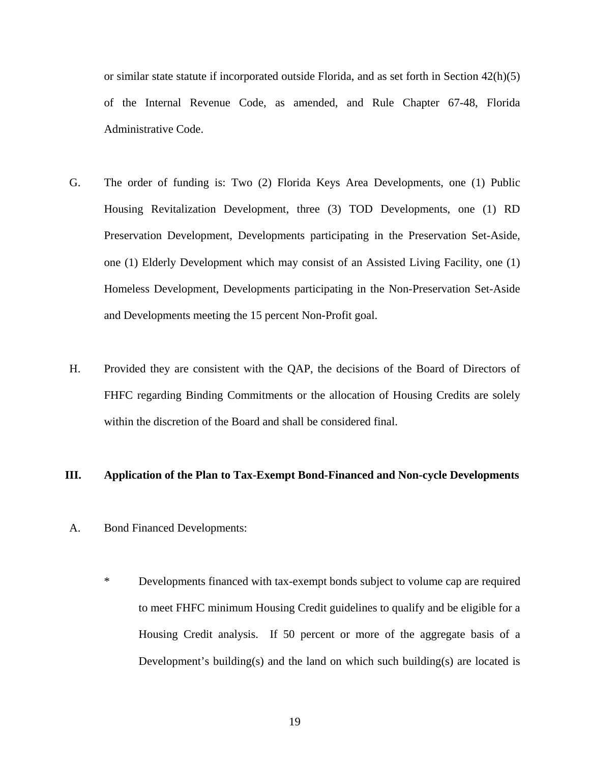or similar state statute if incorporated outside Florida, and as set forth in Section 42(h)(5) of the Internal Revenue Code, as amended, and Rule Chapter 67-48, Florida Administrative Code.

G. The order of funding is: Two (2) Florida Keys Area Developments, one (1) Public Housing Revitalization Development, three (3) TOD Developments, one (1) RD Preservation Development, Developments participating in the Preservation Set-Aside, one (1) Elderly Development which may consist of an Assisted Living Facility, one (1) Homeless Development, Developments participating in the Non-Preservation Set-Aside and Developments meeting the 15 percent Non-Profit goal.

H. Provided they are consistent with the QAP, the decisions of the Board of Directors of FHFC regarding Binding Commitments or the allocation of Housing Credits are solely within the discretion of the Board and shall be considered final.

## III. Application of the Plan to Tax-Exempt Bond-Financed and Non-cycle Developments

A. Bond Financed Developments:

- Developments financed with tax-exempt bonds subject to volume cap are required to meet FHFC minimum Housing Credit guidelines to qualify and be eligible for a Housing Credit analysis. If 50 percent or more of the aggregate basis of a Development's building(s) and the land on which such building(s) are located is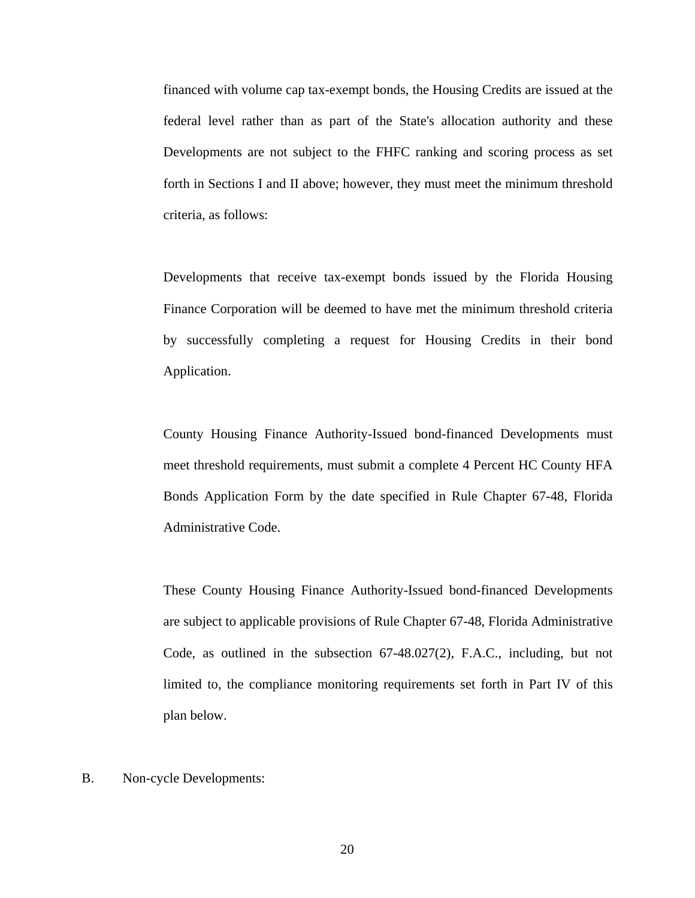financed with volume cap tax-exempt bonds, the Housing Credits are issued at the federal level rather than as part of the State's allocation authority and these Developments are not subject to the FHFC ranking and scoring process as set forth in Sections I and II above; however, they must meet the minimum threshold criteria, as follows:

Developments that receive tax-exempt bonds issued by the Florida Housing Finance Corporation will be deemed to have met the minimum threshold criteria by successfully completing a request for Housing Credits in their bond Application.

County Housing Finance Authority-Issued bond-financed Developments must meet threshold requirements, must submit a complete 4 Percent HC County HFA Bonds Application Form by the date specified in Rule Chapter 67-48, Florida Administrative Code.

These County Housing Finance Authority-Issued bond-financed Developments are subject to applicable provisions of Rule Chapter 67-48, Florida Administrative Code, as outlined in the subsection 67-48.027(2), F.A.C., including, but not limited to, the compliance monitoring requirements set forth in Part IV of this plan below.

B. Non-cycle Developments: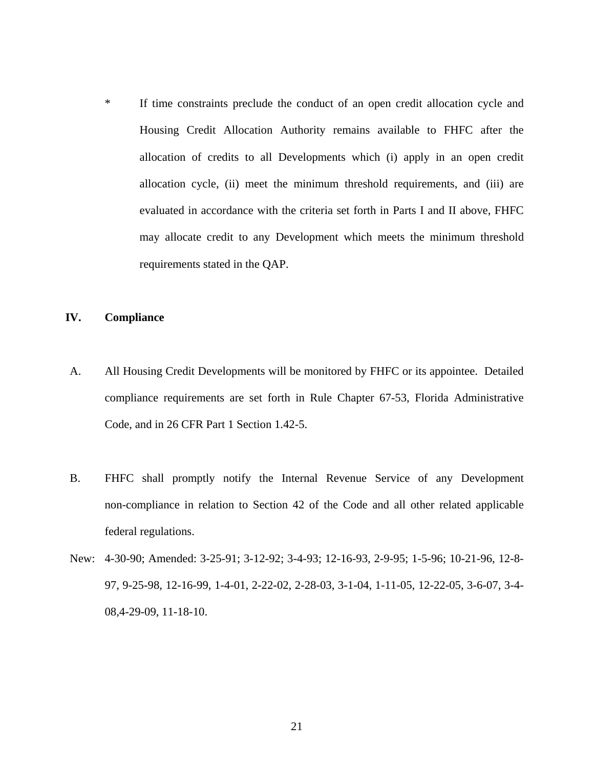* If time constraints preclude the conduct of an open credit allocation cycle and Housing Credit Allocation Authority remains available to FHFC after the allocation of credits to all Developments which (i) apply in an open credit allocation cycle, (ii) meet the minimum threshold requirements, and (iii) are evaluated in accordance with the criteria set forth in Parts I and II above, FHFC may allocate credit to any Development which meets the minimum threshold requirements stated in the QAP.

## IV. Compliance

A. All Housing Credit Developments will be monitored by FHFC or its appointee. Detailed compliance requirements are set forth in Rule Chapter 67-53, Florida Administrative Code, and in 26 CFR Part 1 Section 1.42-5.

B. FHFC shall promptly notify the Internal Revenue Service of any Development non-compliance in relation to Section 42 of the Code and all other related applicable federal regulations.

New: 4-30-90; Amended: 3-25-91; 3-12-92; 3-4-93; 12-16-93, 2-9-95; 1-5-96; 10-21-96, 12-8-97, 9-25-98, 12-16-99, 1-4-01, 2-22-02, 2-28-03, 3-1-04, 1-11-05, 12-22-05, 3-6-07, 3-4-08,4-29-09, 11-18-10.